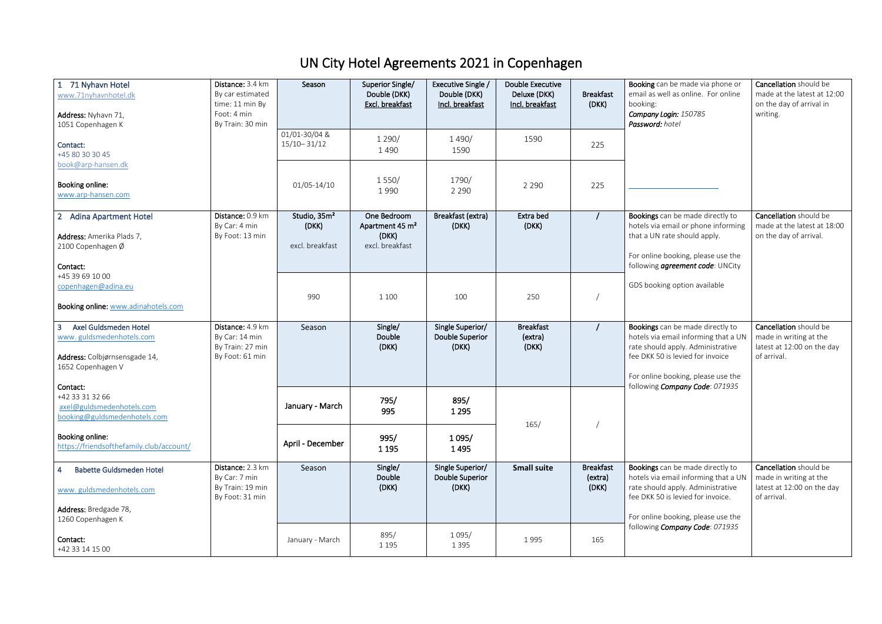# UN City Hotel Agreements 2021 in Copenhagen

| Hotel | Distance | | | | | | Booking | Cancellation |
|---|---|---|---|---|---|---|---|---|
| 1 71 Nyhavn Hotel<br>www.71nyhavnhotel.dk<br><br>**Address:** Nyhavn 71, 1051 Copenhagen K<br><br>**Contact:**<br>+45 80 30 30 45<br>book@arp-hansen.dk<br><br>**Booking online:**<br>www.arp-hansen.com | **Distance:** 3.4 km<br>By car estimated time: 11 min By Foot: 4 min<br>By Train: 30 min | Season | Superior Single/ Double (DKK)<br>Excl. breakfast | Executive Single / Double (DKK)<br>Incl. breakfast | Double Executive Deluxe (DKK)<br>Incl. breakfast | Breakfast (DKK) | **Booking** can be made via phone or email as well as online. For online booking:<br>***Company Login:*** *150785*<br>***Password:*** *hotel* | **Cancellation** should be made at the latest at 12:00 on the day of arrival in writing. |
| | | 01/01-30/04 & 15/10– 31/12 | 1 290/<br>1 490 | 1 490/<br>1590 | 1590 | 225 | | |
| | | 01/05-14/10 | 1 550/<br>1 990 | 1790/<br>2 290 | 2 290 | 225 | | |
| 2 Adina Apartment Hotel<br><br>**Address:** Amerika Plads 7, 2100 Copenhagen Ø<br><br>**Contact:**<br>+45 39 69 10 00<br>copenhagen@adina.eu<br><br>**Booking online:** www.adinahotels.com | **Distance:** 0.9 km<br>By Car: 4 min<br>By Foot: 13 min | Studio, 35m²<br>(DKK)<br>excl. breakfast | One Bedroom Apartment 45 m²<br>(DKK)<br>excl. breakfast | Breakfast (extra)<br>(DKK) | Extra bed<br>(DKK) | / | **Bookings** can be made directly to hotels via email or phone informing that a UN rate should apply.<br><br>For online booking, please use the following ***agreement code***: UNCity<br><br>GDS booking option available | **Cancellation** should be made at the latest at 18:00 on the day of arrival. |
| | | 990 | 1 100 | 100 | 250 | / | | |
| 3 Axel Guldsmeden Hotel<br>www. guldsmedenhotels.com<br><br>**Address:** Colbjørnsensgade 14, 1652 Copenhagen V<br><br>**Contact:**<br>+42 33 31 32 66<br>axel@guldsmedenhotels.com<br>booking@guldsmedenhotels.com<br><br>**Booking online:**<br>https://friendsofthefamily.club/account/ | **Distance:** 4.9 km<br>By Car: 14 min<br>By Train: 27 min<br>By Foot: 61 min | Season | Single/<br>Double<br>(DKK) | Single Superior/<br>Double Superior<br>(DKK) | Breakfast<br>(extra)<br>(DKK) | / | **Bookings** can be made directly to hotels via email informing that a UN rate should apply. Administrative fee DKK 50 is levied for invoice<br><br>For online booking, please use the following ***Company Code***: *071935* | **Cancellation** should be made in writing at the latest at 12:00 on the day of arrival. |
| | | January - March | 795/<br>995 | 895/<br>1 295 | 165/ | / | | |
| | | April - December | 995/<br>1 195 | 1 095/<br>1 495 | | | | |
| 4 Babette Guldsmeden Hotel<br><br>www. guldsmedenhotels.com<br><br>**Address:** Bredgade 78, 1260 Copenhagen K<br><br>**Contact:**<br>+42 33 14 15 00 | **Distance:** 2.3 km<br>By Car: 7 min<br>By Train: 19 min<br>By Foot: 31 min | Season | Single/<br>Double<br>(DKK) | Single Superior/<br>Double Superior<br>(DKK) | **Small suite** | Breakfast<br>(extra)<br>(DKK) | **Bookings** can be made directly to hotels via email informing that a UN rate should apply. Administrative fee DKK 50 is levied for invoice.<br><br>For online booking, please use the following ***Company Code***: *071935* | **Cancellation** should be made in writing at the latest at 12:00 on the day of arrival. |
| | | January - March | 895/<br>1 195 | 1 095/<br>1 395 | 1 995 | 165 | | |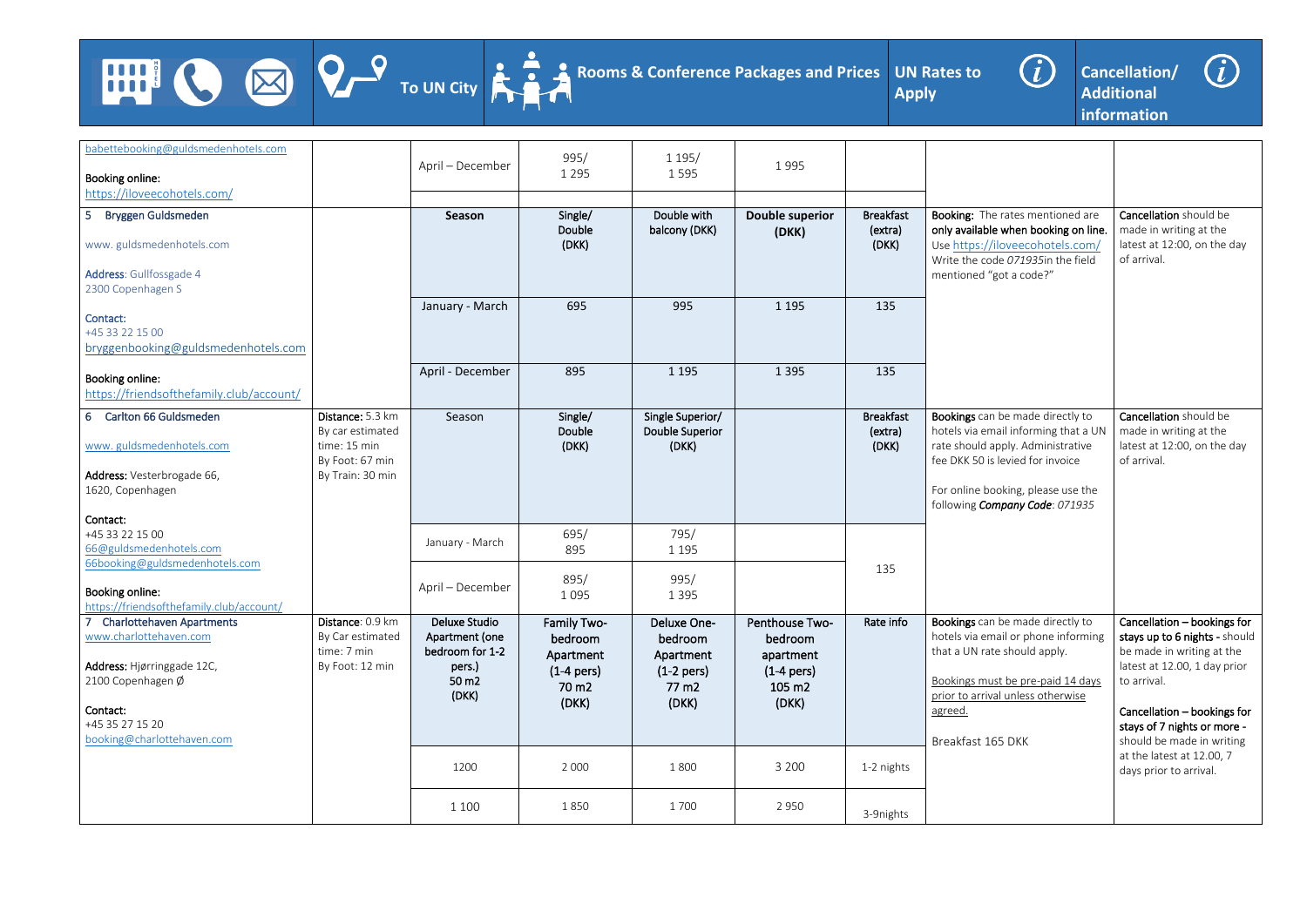| Hotel | To UN City | Rooms & Conference Packages and Prices | | | | | UN Rates to Apply | Cancellation/ Additional information |
|---|---|---|---|---|---|---|---|---|
| babettebooking@guldsmedenhotels.com<br><br>**Booking online:**<br>https://iloveecohotels.com/ | | April – December | 995/<br>1 295 | 1 195/<br>1 595 | 1 995 | | | |
| **5 Bryggen Guldsmeden**<br><br>www. guldsmedenhotels.com<br><br>**Address**: Gullfossgade 4<br>2300 Copenhagen S<br><br>**Contact:**<br>+45 33 22 15 00<br>bryggenbooking@guldsmedenhotels.com<br><br>**Booking online:**<br>https://friendsofthefamily.club/account/ | | **Season** | **Single/ Double (DKK)** | **Double with balcony (DKK)** | **Double superior (DKK)** | **Breakfast (extra) (DKK)** | **Booking:** The rates mentioned are **only available when booking on line.** Use https://iloveecohotels.com/ Write the code *071935*in the field mentioned "got a code?" | **Cancellation** should be made in writing at the latest at 12:00, on the day of arrival. |
| | | January - March | 695 | 995 | 1 195 | 135 | | |
| | | April - December | 895 | 1 195 | 1 395 | 135 | | |
| **6 Carlton 66 Guldsmeden**<br><br>www. guldsmedenhotels.com<br><br>**Address:** Vesterbrogade 66,<br>1620, Copenhagen<br><br>**Contact:**<br>+45 33 22 15 00<br>66@guldsmedenhotels.com<br>66booking@guldsmedenhotels.com<br><br>**Booking online:**<br>https://friendsofthefamily.club/account/ | Distance: 5.3 km<br>By car estimated time: 15 min<br>By Foot: 67 min<br>By Train: 30 min | Season | **Single/ Double (DKK)** | **Single Superior/ Double Superior (DKK)** | | **Breakfast (extra) (DKK)** | **Bookings** can be made directly to hotels via email informing that a UN rate should apply. Administrative fee DKK 50 is levied for invoice<br><br>For online booking, please use the following ***Company Code***: *071935* | **Cancellation** should be made in writing at the latest at 12:00, on the day of arrival. |
| | | January - March | 695/<br>895 | 795/<br>1 195 | | 135 | | |
| | | April – December | 895/<br>1 095 | 995/<br>1 395 | | | | |
| **7 Charlottehaven Apartments**<br>www.charlottehaven.com<br><br>**Address:** Hjørringgade 12C,<br>2100 Copenhagen Ø<br><br>**Contact:**<br>+45 35 27 15 20<br>booking@charlottehaven.com | **Distance**: 0.9 km<br>By Car estimated time: 7 min<br>By Foot: 12 min | **Deluxe Studio Apartment (one bedroom for 1-2 pers.) 50 m2 (DKK)** | **Family Two-bedroom Apartment (1-4 pers) 70 m2 (DKK)** | **Deluxe One-bedroom Apartment (1-2 pers) 77 m2 (DKK)** | **Penthouse Two-bedroom apartment (1-4 pers) 105 m2 (DKK)** | **Rate info** | **Bookings** can be made directly to hotels via email or phone informing that a UN rate should apply.<br><br>Bookings must be pre-paid 14 days prior to arrival unless otherwise agreed.<br><br>Breakfast 165 DKK | **Cancellation – bookings for stays up to 6 nights -** should be made in writing at the latest at 12.00, 1 day prior to arrival.<br><br>**Cancellation – bookings for stays of 7 nights or more -** should be made in writing at the latest at 12.00, 7 days prior to arrival. |
| | | 1200 | 2 000 | 1 800 | 3 200 | 1-2 nights | | |
| | | 1 100 | 1 850 | 1 700 | 2 950 | 3-9nights | | |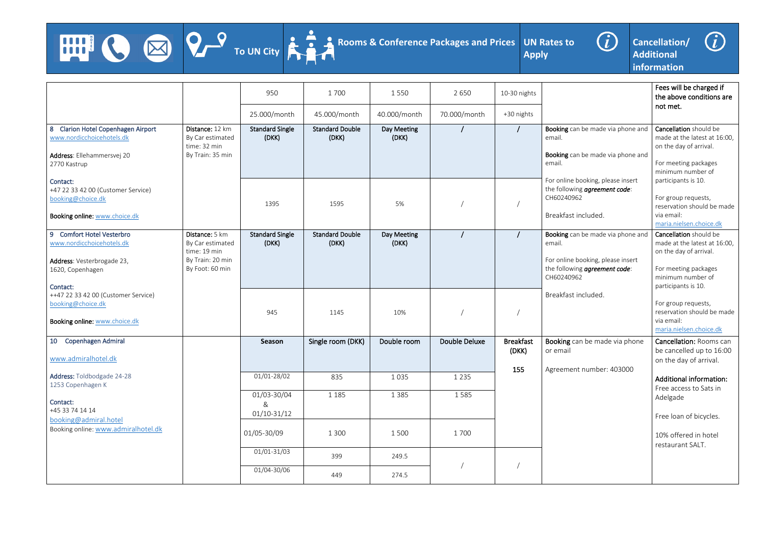| | To UN City | Rooms & Conference Packages and Prices | | | | | UN Rates to Apply | Cancellation/ Additional information |
|---|---|---|---|---|---|---|---|---|
| | | 950 | 1 700 | 1 550 | 2 650 | 10-30 nights | | Fees will be charged if the above conditions are not met. |
| | | 25.000/month | 45.000/month | 40.000/month | 70.000/month | +30 nights | | |
| 8 Clarion Hotel Copenhagen Airport<br>www.nordicchoicehotels.dk<br><br>**Address**: Ellehammersvej 20<br>2770 Kastrup<br><br>**Contact:**<br>+47 22 33 42 00 (Customer Service)<br>booking@choice.dk<br><br>**Booking online:** www.choice.dk | **Distance:** 12 km<br>By Car estimated time: 32 min<br>By Train: 35 min | **Standard Single (DKK)** | **Standard Double (DKK)** | **Day Meeting (DKK)** | / | / | **Booking** can be made via phone and email.<br><br>**Booking** can be made via phone and email.<br><br>For online booking, please insert the following ***agreement code***: CH60240962<br><br>Breakfast included. | **Cancellation** should be made at the latest at 16:00, on the day of arrival.<br><br>For meeting packages minimum number of participants is 10.<br><br>For group requests, reservation should be made via email: maria.nielsen.choice.dk |
| | | 1395 | 1595 | 5% | / | / | | |
| 9 Comfort Hotel Vesterbro<br>www.nordicchoicehotels.dk<br><br>**Address**: Vesterbrogade 23,<br>1620, Copenhagen<br><br>**Contact:**<br>++47 22 33 42 00 (Customer Service)<br>booking@choice.dk<br><br>**Booking online:** www.choice.dk | **Distance:** 5 km<br>By Car estimated time: 19 min<br>By Train: 20 min<br>By Foot: 60 min | **Standard Single (DKK)** | **Standard Double (DKK)** | **Day Meeting (DKK)** | / | / | **Booking** can be made via phone and email.<br><br>For online booking, please insert the following ***agreement code***: CH60240962<br><br>Breakfast included. | **Cancellation** should be made at the latest at 16:00, on the day of arrival.<br><br>For meeting packages minimum number of participants is 10.<br><br>For group requests, reservation should be made via email: maria.nielsen.choice.dk |
| | | 945 | 1145 | 10% | / | / | | |
| 10 Copenhagen Admiral<br><br>www.admiralhotel.dk<br><br>**Address:** Toldbodgade 24-28<br>1253 Copenhagen K<br><br>**Contact:**<br>+45 33 74 14 14<br>booking@admiral.hotel<br>Booking online: www.admiralhotel.dk | | **Season** | Single room (DKK) | Double room | Double Deluxe | **Breakfast (DKK)**<br><br>**155** | **Booking** can be made via phone or email<br><br>Agreement number: 403000 | **Cancellation:** Rooms can be cancelled up to 16:00 on the day of arrival.<br><br>**Additional information:** Free access to Sats in Adelgade<br><br>Free loan of bicycles.<br><br>10% offered in hotel restaurant SALT. |
| | | 01/01-28/02 | 835 | 1 035 | 1 235 | | | |
| | | 01/03-30/04 & 01/10-31/12 | 1 185 | 1 385 | 1 585 | | | |
| | | 01/05-30/09 | 1 300 | 1 500 | 1 700 | | | |
| | | 01/01-31/03 | 399 | 249.5 | / | / | | |
| | | 01/04-30/06 | 449 | 274.5 | | | | |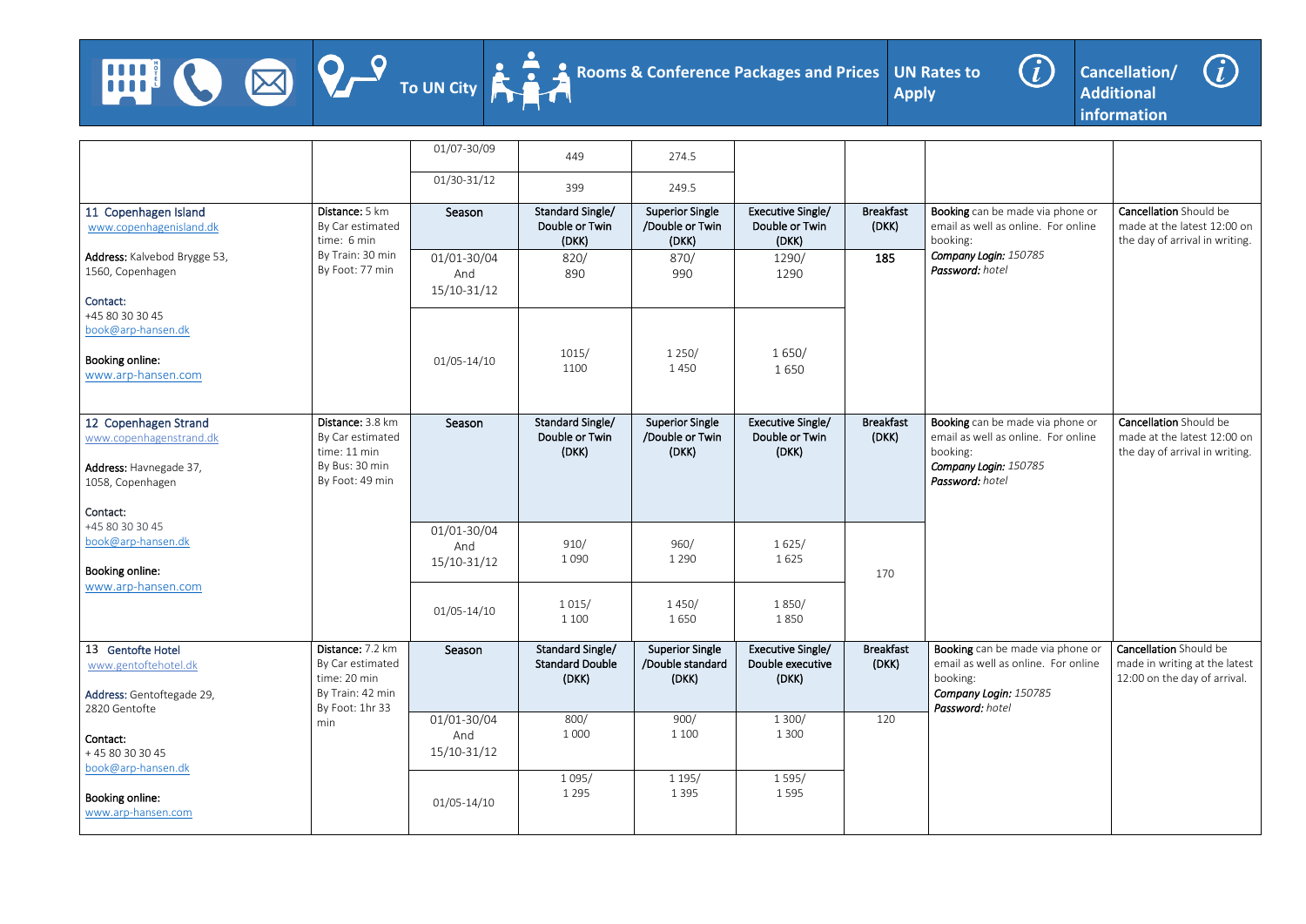| Hotel | To UN City | Season | Rooms & Conference Packages and Prices | | | | UN Rates to Apply | Cancellation/ Additional information |
|---|---|---|---|---|---|---|---|---|
| | | 01/07-30/09 | 449 | 274.5 | | | | |
| | | 01/30-31/12 | 399 | 249.5 | | | | |
| 11 Copenhagen Island<br>www.copenhagenisland.dk<br><br>**Address:** Kalvebod Brygge 53, 1560, Copenhagen<br><br>**Contact:**<br>+45 80 30 30 45<br>book@arp-hansen.dk<br><br>**Booking online:**<br>www.arp-hansen.com | **Distance:** 5 km<br>By Car estimated time: 6 min<br>By Train: 30 min<br>By Foot: 77 min | **Season** | **Standard Single/ Double or Twin (DKK)** | **Superior Single /Double or Twin (DKK)** | **Executive Single/ Double or Twin (DKK)** | **Breakfast (DKK)** | **Booking** can be made via phone or email as well as online. For online booking:<br>***Company Login:*** *150785*<br>***Password:*** *hotel* | **Cancellation** Should be made at the latest 12:00 on the day of arrival in writing. |
| | | 01/01-30/04 And 15/10-31/12 | 820/ 890 | 870/ 990 | 1290/ 1290 | **185** | | |
| | | 01/05-14/10 | 1015/ 1100 | 1 250/ 1 450 | 1 650/ 1 650 | | | |
| 12 Copenhagen Strand<br>www.copenhagenstrand.dk<br><br>**Address:** Havnegade 37, 1058, Copenhagen<br><br>**Contact:**<br>+45 80 30 30 45<br>book@arp-hansen.dk<br><br>**Booking online:**<br>www.arp-hansen.com | **Distance:** 3.8 km<br>By Car estimated time: 11 min<br>By Bus: 30 min<br>By Foot: 49 min | **Season** | **Standard Single/ Double or Twin (DKK)** | **Superior Single /Double or Twin (DKK)** | **Executive Single/ Double or Twin (DKK)** | **Breakfast (DKK)** | **Booking** can be made via phone or email as well as online. For online booking:<br>***Company Login:*** *150785*<br>***Password:*** *hotel* | **Cancellation** Should be made at the latest 12:00 on the day of arrival in writing. |
| | | 01/01-30/04 And 15/10-31/12 | 910/ 1 090 | 960/ 1 290 | 1 625/ 1 625 | 170 | | |
| | | 01/05-14/10 | 1 015/ 1 100 | 1 450/ 1 650 | 1 850/ 1 850 | | | |
| 13 Gentofte Hotel<br>www.gentoftehotel.dk<br><br>**Address:** Gentoftegade 29, 2820 Gentofte<br><br>**Contact:**<br>+ 45 80 30 30 45<br>book@arp-hansen.dk<br><br>**Booking online:**<br>www.arp-hansen.com | **Distance:** 7.2 km<br>By Car estimated time: 20 min<br>By Train: 42 min<br>By Foot: 1hr 33 min | **Season** | **Standard Single/ Standard Double (DKK)** | **Superior Single /Double standard (DKK)** | **Executive Single/ Double executive (DKK)** | **Breakfast (DKK)** | **Booking** can be made via phone or email as well as online. For online booking:<br>***Company Login:*** *150785*<br>***Password:*** *hotel* | **Cancellation** Should be made in writing at the latest 12:00 on the day of arrival. |
| | | 01/01-30/04 And 15/10-31/12 | 800/ 1 000 | 900/ 1 100 | 1 300/ 1 300 | 120 | | |
| | | 01/05-14/10 | 1 095/ 1 295 | 1 195/ 1 395 | 1 595/ 1 595 | | | |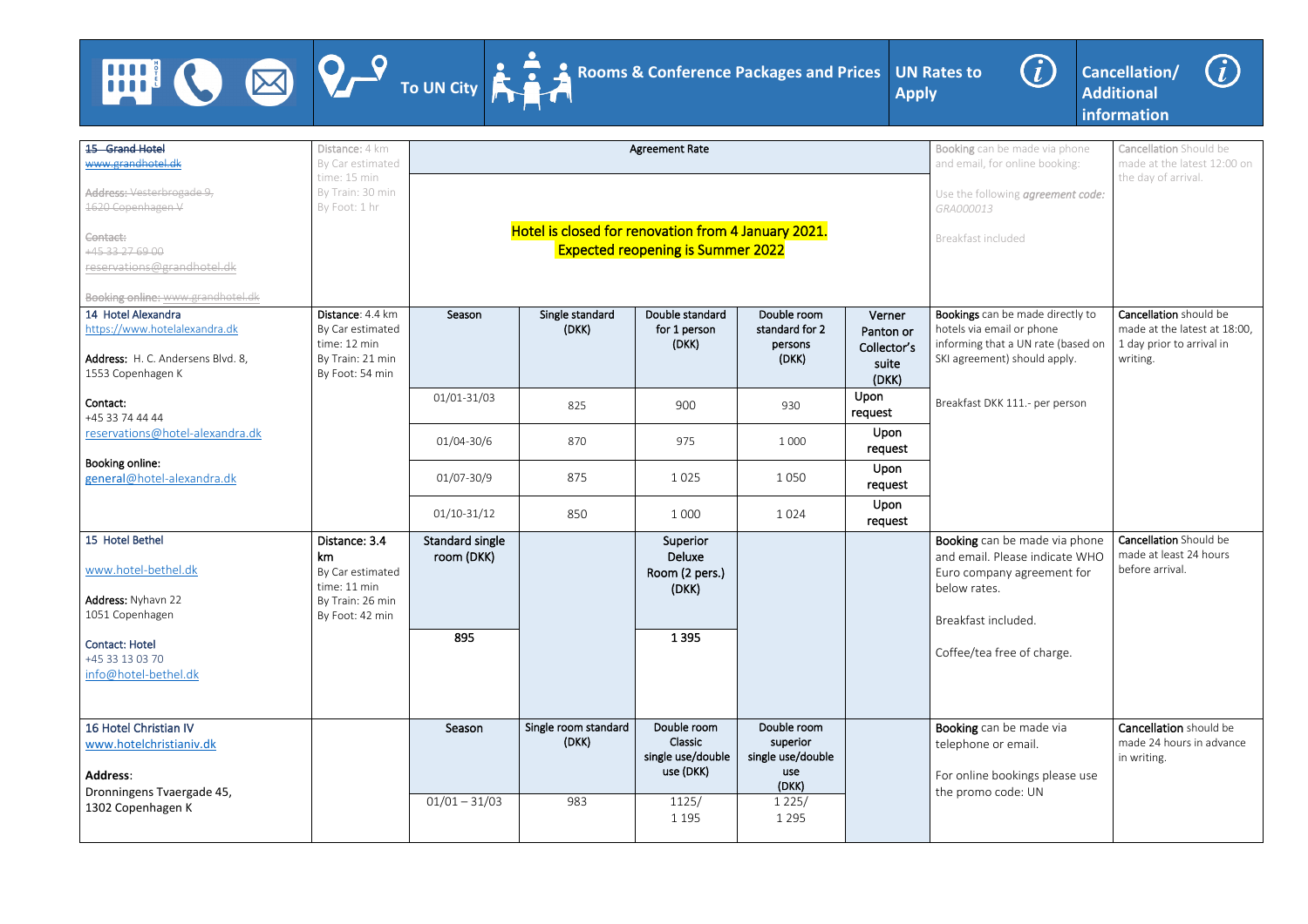| Hotel | To UN City | Rooms & Conference Packages and Prices | | | | | UN Rates to Apply | Cancellation/ Additional information |
|---|---|---|---|---|---|---|---|---|
| ~~15 Grand Hotel~~<br>~~www.grandhotel.dk~~<br><br>~~Address: Vesterbrogade 9, 1620 Copenhagen V~~<br><br>~~Contact:~~<br>~~+45 33 27 69 00~~<br>~~reservations@grandhotel.dk~~<br><br>~~Booking online: www.grandhotel.dk~~ | Distance: 4 km<br>By Car estimated time: 15 min<br>By Train: 30 min<br>By Foot: 1 hr | Agreement Rate<br><br>Hotel is closed for renovation from 4 January 2021. Expected reopening is Summer 2022 | | | | | Booking can be made via phone and email, for online booking:<br><br>Use the following *agreement code: GRA000013*<br><br>Breakfast included | Cancellation Should be made at the latest 12:00 on the day of arrival. |
| 14 Hotel Alexandra<br>https://www.hotelalexandra.dk<br><br>Address: H. C. Andersens Blvd. 8, 1553 Copenhagen K<br><br>Contact:<br>+45 33 74 44 44<br>reservations@hotel-alexandra.dk<br><br>Booking online:<br>general@hotel-alexandra.dk | Distance: 4.4 km<br>By Car estimated time: 12 min<br>By Train: 21 min<br>By Foot: 54 min | Season | Single standard (DKK) | Double standard for 1 person (DKK) | Double room standard for 2 persons (DKK) | Verner Panton or Collector's suite (DKK) | Bookings can be made directly to hotels via email or phone informing that a UN rate (based on SKI agreement) should apply.<br><br>Breakfast DKK 111.- per person | Cancellation should be made at the latest at 18:00, 1 day prior to arrival in writing. |
| | | 01/01-31/03 | 825 | 900 | 930 | Upon request | | |
| | | 01/04-30/6 | 870 | 975 | 1 000 | Upon request | | |
| | | 01/07-30/9 | 875 | 1 025 | 1 050 | Upon request | | |
| | | 01/10-31/12 | 850 | 1 000 | 1 024 | Upon request | | |
| 15 Hotel Bethel<br><br>www.hotel-bethel.dk<br><br>Address: Nyhavn 22<br>1051 Copenhagen<br><br>Contact: Hotel<br>+45 33 13 03 70<br>info@hotel-bethel.dk | Distance: 3.4 km<br>By Car estimated time: 11 min<br>By Train: 26 min<br>By Foot: 42 min | Standard single room (DKK) | | Superior Deluxe Room (2 pers.) (DKK) | | | Booking can be made via phone and email. Please indicate WHO Euro company agreement for below rates.<br><br>Breakfast included.<br><br>Coffee/tea free of charge. | Cancellation Should be made at least 24 hours before arrival. |
| | | 895 | | 1 395 | | | | |
| 16 Hotel Christian IV<br>www.hotelchristianiv.dk<br><br>**Address**:<br>Dronningens Tvaergade 45, 1302 Copenhagen K | | Season | Single room standard (DKK) | Double room Classic single use/double use (DKK) | Double room superior single use/double use (DKK) | | Booking can be made via telephone or email.<br><br>For online bookings please use the promo code: UN | Cancellation should be made 24 hours in advance in writing. |
| | | 01/01 – 31/03 | 983 | 1125/<br>1 195 | 1 225/<br>1 295 | | | |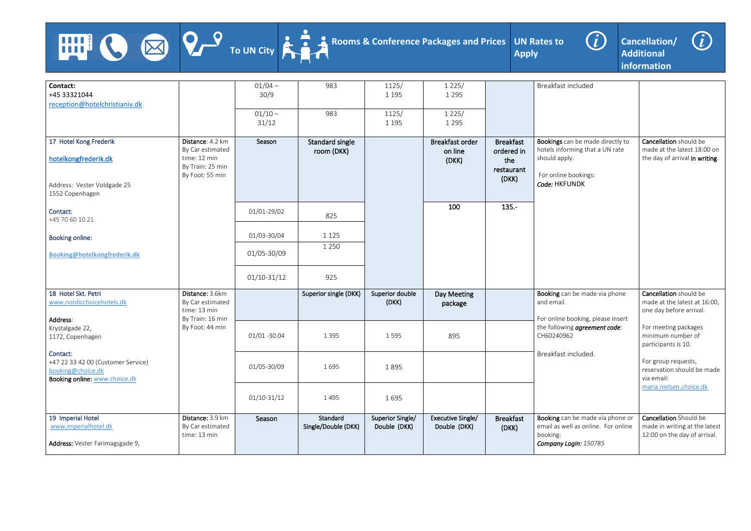| Hotel | To UN City | Season | Rooms & Conference Packages and Prices | | | | UN Rates to Apply | Cancellation/ Additional information |
|---|---|---|---|---|---|---|---|---|
| **Contact:** +45 33321044 reception@hotelchristianiv.dk | | 01/04 – 30/9 | 983 | 1125/ 1 195 | 1 225/ 1 295 | | Breakfast included | |
| | | 01/10 – 31/12 | 983 | 1125/ 1 195 | 1 225/ 1 295 | | | |
| 17 Hotel Kong Frederik hotelkongfrederik.dk Address: Vester Voldgade 25 1552 Copenhagen | **Distance**: 4.2 km By Car estimated time: 12 min By Train: 25 min By Foot: 55 min | Season | Standard single room (DKK) | | Breakfast order on line (DKK) | Breakfast ordered in the restaurant (DKK) | **Bookings** can be made directly to hotels informing that a UN rate should apply. For online bookings: ***Code:*** **HKFUNDK** | **Cancellation** should be made at the latest 18:00 on the day of arrival **in writing**. |
| **Contact:** +45 70 60 10 21 **Booking online:** **Booking@hotelkongfrederik.dk** | | 01/01-29/02 | 825 | | 100 | 135.- | | |
| | | 01/03-30/04 | 1 125 | | | | | |
| | | 01/05-30/09 | 1 250 | | | | | |
| | | 01/10-31/12 | 925 | | | | | |
| 18 Hotel Skt. Petri www.nordicchoicehotels.dk **Address**: Krystalgade 22, 1172, Copenhagen | **Distance**: 3.6km By Car estimated time: 13 min By Train: 16 min By Foot: 44 min | | Superior single (DKK) | Superior double (DKK) | Day Meeting package | | **Booking** can be made via phone and email. For online booking, please insert the following ***agreement code***: CH60240962 Breakfast included. | **Cancellation** should be made at the latest at 16:00, one day before arrival. For meeting packages minimum number of participants is 10. For group requests, reservation should be made via email: maria.nielsen.choice.dk |
| **Contact:** +47 22 33 42 00 (Customer Service) booking@choice.dk **Booking online:** www.choice.dk | | 01/01 -30.04 | 1 395 | 1 595 | 895 | | | |
| | | 01/05-30/09 | 1 695 | 1 895 | | | | |
| | | 01/10-31/12 | 1 495 | 1 695 | | | | |
| 19 Imperial Hotel www.imperialhotel.dk **Address:** Vester Farimagsgade 9, | **Distance:** 3.9 km By Car estimated time: 13 min | Season | Standard Single/Double (DKK) | Superior Single/ Double (DKK) | Executive Single/ Double (DKK) | Breakfast (DKK) | **Booking** can be made via phone or email as well as online. For online booking: ***Company Login: 150785*** | **Cancellation** Should be made in writing at the latest 12:00 on the day of arrival. |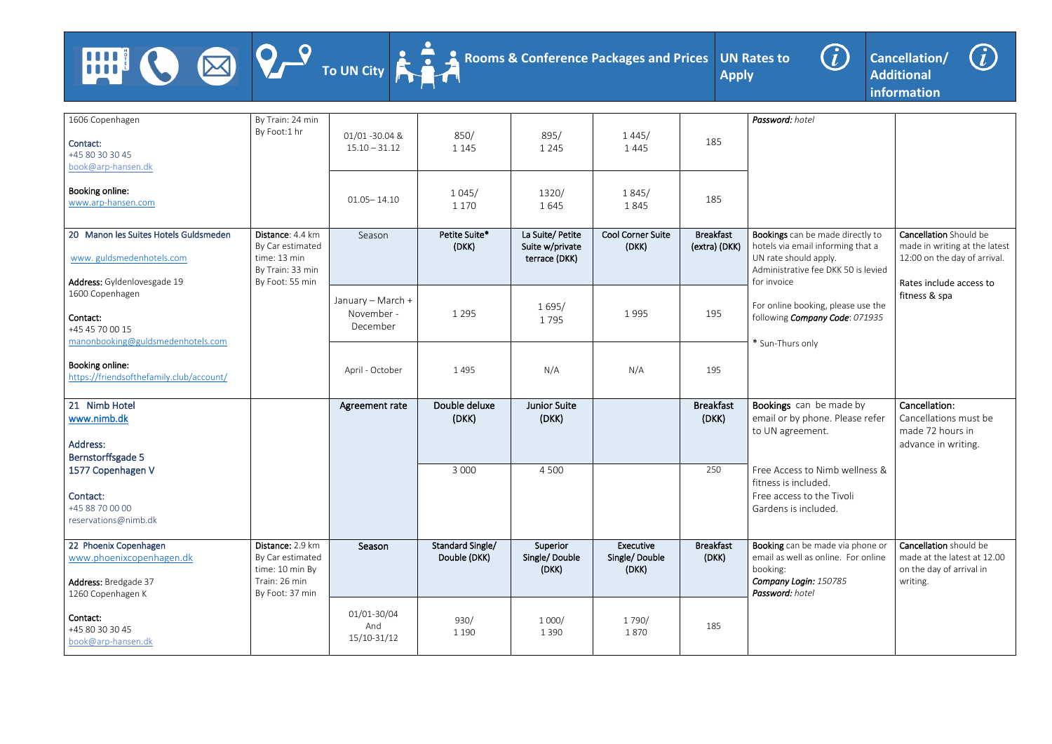| Hotel / Contact | To UN City | Season | Rooms & Conference Packages and Prices | | | Breakfast | UN Rates to Apply | Cancellation/ Additional information |
|---|---|---|---|---|---|---|---|---|
| 1606 Copenhagen<br><br>**Contact:**<br>+45 80 30 30 45<br>book@arp-hansen.dk<br><br>**Booking online:**<br>www.arp-hansen.com | By Train: 24 min<br>By Foot:1 hr | 01/01 -30.04 & 15.10 – 31.12 | 850/<br>1 145 | 895/<br>1 245 | 1 445/<br>1 445 | 185 | ***Password:*** *hotel* | |
| | | 01.05– 14.10 | 1 045/<br>1 170 | 1320/<br>1 645 | 1 845/<br>1 845 | 185 | | |
| **20 Manon les Suites Hotels Guldsmeden**<br><br>www. guldsmedenhotels.com<br><br>**Address:** Gyldenlovesgade 19<br>1600 Copenhagen<br><br>**Contact:**<br>+45 45 70 00 15<br>manonbooking@guldsmedenhotels.com<br><br>**Booking online:**<br>https://friendsofthefamily.club/account/ | **Distance**: 4.4 km<br>By Car estimated time: 13 min<br>By Train: 33 min<br>By Foot: 55 min | Season | **Petite Suite* (DKK)** | **La Suite/ Petite Suite w/private terrace (DKK)** | **Cool Corner Suite (DKK)** | **Breakfast (extra) (DKK)** | **Bookings** can be made directly to hotels via email informing that a UN rate should apply. Administrative fee DKK 50 is levied for invoice<br><br>For online booking, please use the following ***Company Code****: 071935*<br><br>* Sun-Thurs only | **Cancellation** Should be made in writing at the latest 12:00 on the day of arrival.<br><br>Rates include access to fitness & spa |
| | | January – March + November - December | 1 295 | 1 695/<br>1 795 | 1 995 | 195 | | |
| | | April - October | 1 495 | N/A | N/A | 195 | | |
| **21 Nimb Hotel**<br>**www.nimb.dk**<br><br>**Address:**<br>**Bernstorffsgade 5**<br>**1577 Copenhagen V**<br><br>**Contact:**<br>+45 88 70 00 00<br>reservations@nimb.dk | | **Agreement rate** | **Double deluxe (DKK)** | **Junior Suite (DKK)** | | **Breakfast (DKK)** | **Bookings** can be made by email or by phone. Please refer to UN agreement. | **Cancellation:**<br>Cancellations must be made 72 hours in advance in writing. |
| | | | 3 000 | 4 500 | | 250 | Free Access to Nimb wellness & fitness is included.<br>Free access to the Tivoli Gardens is included. | |
| **22 Phoenix Copenhagen**<br>www.phoenixcopenhagen.dk<br><br>**Address:** Bredgade 37<br>1260 Copenhagen K<br><br>**Contact:**<br>+45 80 30 30 45<br>book@arp-hansen.dk | **Distance:** 2.9 km<br>By Car estimated time: 10 min By Train: 26 min<br>By Foot: 37 min | **Season** | **Standard Single/ Double (DKK)** | **Superior Single/ Double (DKK)** | **Executive Single/ Double (DKK)** | **Breakfast (DKK)** | **Booking** can be made via phone or email as well as online. For online booking:<br>***Company Login:*** *150785*<br>***Password:*** *hotel* | **Cancellation** should be made at the latest at 12.00 on the day of arrival in writing. |
| | | 01/01-30/04<br>And<br>15/10-31/12 | 930/<br>1 190 | 1 000/<br>1 390 | 1 790/<br>1 870 | 185 | | |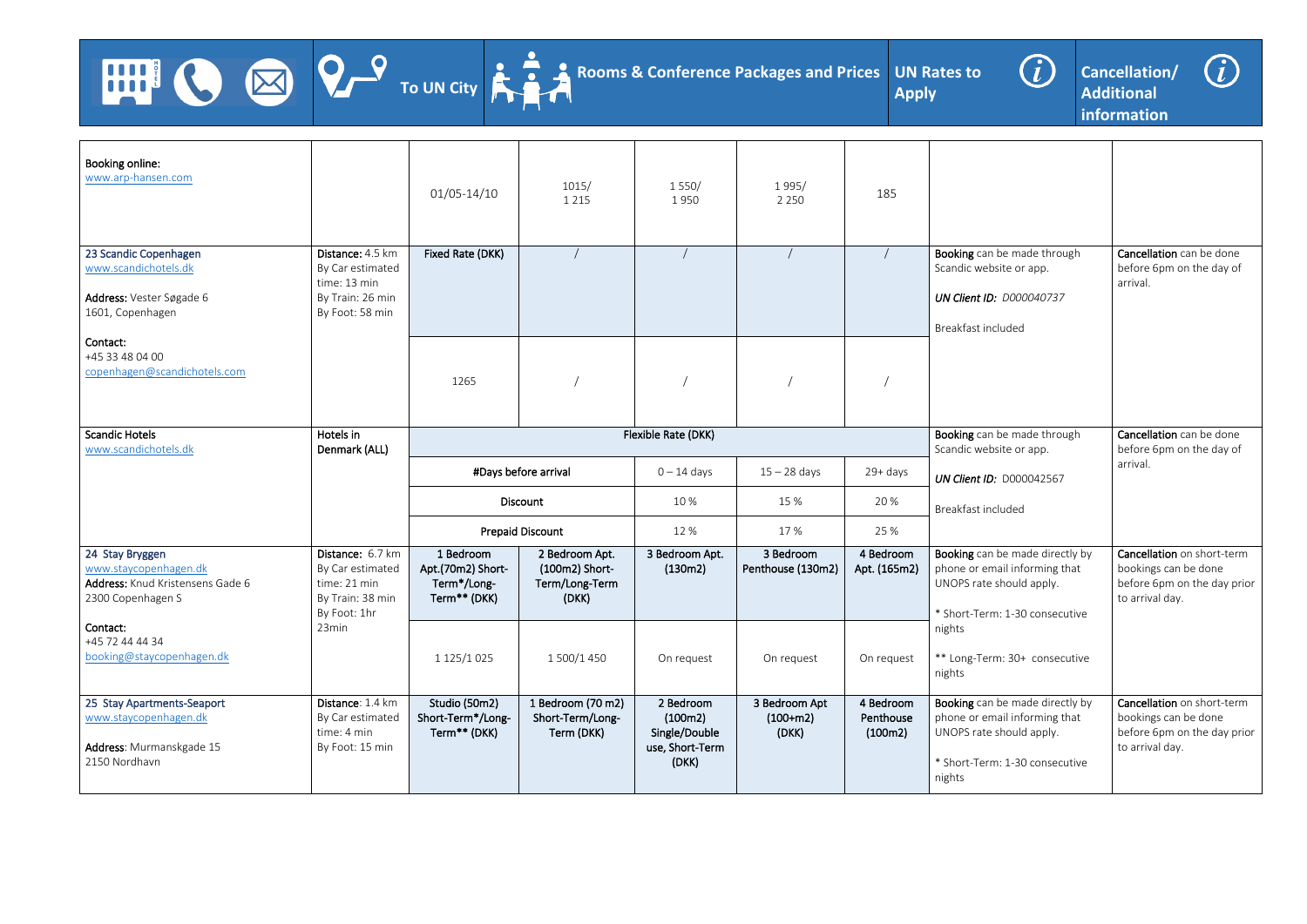| Hotel | To UN City | Rooms & Conference Packages and Prices | | | | | UN Rates to Apply | Cancellation/ Additional information |
|---|---|---|---|---|---|---|---|---|
| **Booking online:** www.arp-hansen.com | | 01/05-14/10 | 1015/ 1 215 | 1 550/ 1 950 | 1 995/ 2 250 | 185 | | |
| 23 Scandic Copenhagen www.scandichotels.dk **Address:** Vester Søgade 6 1601, Copenhagen **Contact:** +45 33 48 04 00 copenhagen@scandichotels.com | **Distance:** 4.5 km By Car estimated time: 13 min By Train: 26 min By Foot: 58 min | Fixed Rate (DKK) | / | / | / | / | **Booking** can be made through Scandic website or app. *UN Client ID: D000040737* Breakfast included | **Cancellation** can be done before 6pm on the day of arrival. |
| | | 1265 | / | / | / | / | | |
| **Scandic Hotels** www.scandichotels.dk | **Hotels in Denmark (ALL)** | Flexible Rate (DKK) | | | | | **Booking** can be made through Scandic website or app. *UN Client ID:* D000042567 Breakfast included | **Cancellation** can be done before 6pm on the day of arrival. |
| | | #Days before arrival | | 0 – 14 days | 15 – 28 days | 29+ days | | |
| | | Discount | | 10 % | 15 % | 20 % | | |
| | | Prepaid Discount | | 12 % | 17 % | 25 % | | |
| 24 Stay Bryggen www.staycopenhagen.dk **Address:** Knud Kristensens Gade 6 2300 Copenhagen S **Contact:** +45 72 44 44 34 booking@staycopenhagen.dk | **Distance:** 6.7 km By Car estimated time: 21 min By Train: 38 min By Foot: 1hr 23min | 1 Bedroom Apt.(70m2) Short-Term*/Long-Term** (DKK) | 2 Bedroom Apt. (100m2) Short-Term/Long-Term (DKK) | 3 Bedroom Apt. (130m2) | 3 Bedroom Penthouse (130m2) | 4 Bedroom Apt. (165m2) | **Booking** can be made directly by phone or email informing that UNOPS rate should apply. * Short-Term: 1-30 consecutive nights ** Long-Term: 30+ consecutive nights | **Cancellation** on short-term bookings can be done before 6pm on the day prior to arrival day. |
| | | 1 125/1 025 | 1 500/1 450 | On request | On request | On request | | |
| 25 Stay Apartments-Seaport www.staycopenhagen.dk **Address:** Murmanskgade 15 2150 Nordhavn | **Distance:** 1.4 km By Car estimated time: 4 min By Foot: 15 min | Studio (50m2) Short-Term*/Long-Term** (DKK) | 1 Bedroom (70 m2) Short-Term/Long-Term (DKK) | 2 Bedroom (100m2) Single/Double use, Short-Term (DKK) | 3 Bedroom Apt (100+m2) (DKK) | 4 Bedroom Penthouse (100m2) | **Booking** can be made directly by phone or email informing that UNOPS rate should apply. * Short-Term: 1-30 consecutive nights | **Cancellation** on short-term bookings can be done before 6pm on the day prior to arrival day. |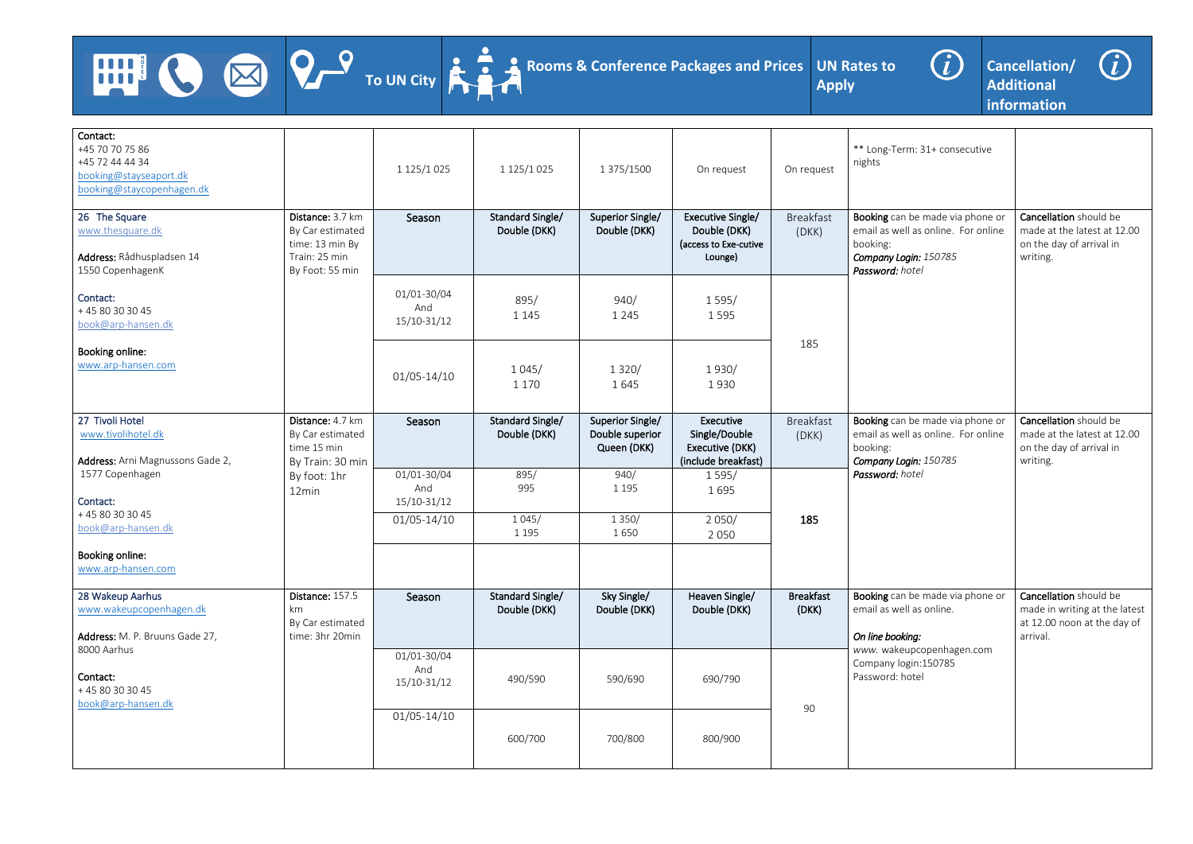| Hotel | To UN City | Rooms & Conference Packages and Prices | | | | | UN Rates to Apply | Cancellation/ Additional information |
|---|---|---|---|---|---|---|---|---|
| **Contact:** +45 70 70 75 86 +45 72 44 44 34 booking@stayseaport.dk booking@staycopenhagen.dk | | 1 125/1 025 | 1 125/1 025 | 1 375/1500 | On request | On request | ** Long-Term: 31+ consecutive nights | |
| **26 The Square** www.thesquare.dk **Address:** Rådhuspladsen 14 1550 CopenhagenK **Contact:** + 45 80 30 30 45 book@arp-hansen.dk **Booking online:** www.arp-hansen.com | **Distance:** 3.7 km By Car estimated time: 13 min By Train: 25 min By Foot: 55 min | Season | Standard Single/ Double (DKK) | Superior Single/ Double (DKK) | Executive Single/ Double (DKK) (access to Exe-cutive Lounge) | Breakfast (DKK) | **Booking** can be made via phone or email as well as online. For online booking: ***Company Login:*** *150785* ***Password:*** *hotel* | **Cancellation** should be made at the latest at 12.00 on the day of arrival in writing. |
| | | 01/01-30/04 And 15/10-31/12 | 895/ 1 145 | 940/ 1 245 | 1 595/ 1 595 | 185 | | |
| | | 01/05-14/10 | 1 045/ 1 170 | 1 320/ 1 645 | 1 930/ 1 930 | | | |
| **27 Tivoli Hotel** www.tivolihotel.dk **Address:** Arni Magnussons Gade 2, 1577 Copenhagen **Contact:** + 45 80 30 30 45 book@arp-hansen.dk **Booking online:** www.arp-hansen.com | **Distance:** 4.7 km By Car estimated time 15 min By Train: 30 min By foot: 1hr 12min | Season | Standard Single/ Double (DKK) | Superior Single/ Double superior Queen (DKK) | Executive Single/Double Executive (DKK) (include breakfast) | Breakfast (DKK) | **Booking** can be made via phone or email as well as online. For online booking: ***Company Login:*** *150785* ***Password:*** *hotel* | **Cancellation** should be made at the latest at 12.00 on the day of arrival in writing. |
| | | 01/01-30/04 And 15/10-31/12 | 895/ 995 | 940/ 1 195 | 1 595/ 1 695 | **185** | | |
| | | 01/05-14/10 | 1 045/ 1 195 | 1 350/ 1 650 | 2 050/ 2 050 | | | |
| **28 Wakeup Aarhus** www.wakeupcopenhagen.dk **Address:** M. P. Bruuns Gade 27, 8000 Aarhus **Contact:** + 45 80 30 30 45 book@arp-hansen.dk | **Distance:** 157.5 km By Car estimated time: 3hr 20min | Season | Standard Single/ Double (DKK) | Sky Single/ Double (DKK) | Heaven Single/ Double (DKK) | **Breakfast (DKK)** | **Booking** can be made via phone or email as well as online. ***On line booking:*** *www.* wakeupcopenhagen.com Company login:150785 Password: hotel | **Cancellation** should be made in writing at the latest at 12.00 noon at the day of arrival. |
| | | 01/01-30/04 And 15/10-31/12 | 490/590 | 590/690 | 690/790 | 90 | | |
| | | 01/05-14/10 | 600/700 | 700/800 | 800/900 | | | |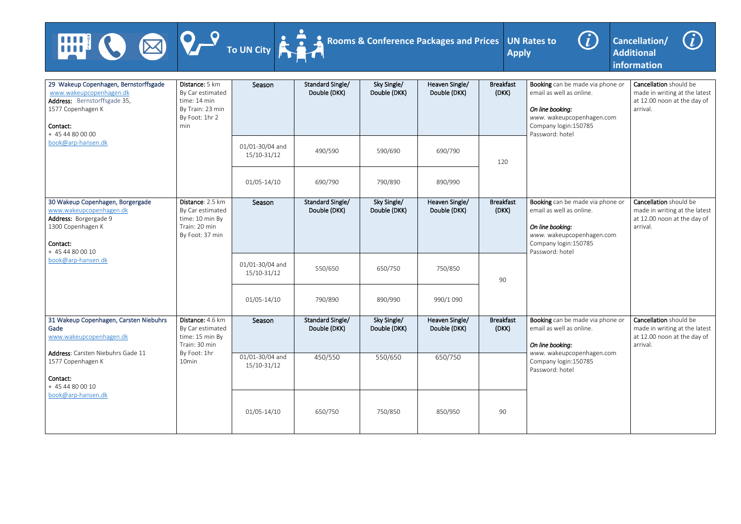| Hotel | To UN City | Season | Standard Single/ Double (DKK) | Sky Single/ Double (DKK) | Heaven Single/ Double (DKK) | Breakfast (DKK) | UN Rates to Apply | Cancellation/ Additional information |
|---|---|---|---|---|---|---|---|---|
| **29 Wakeup Copenhagen, Bernstorffsgade** www.wakeupcopenhagen.dk **Address:** Bernstorffsgade 35, 1577 Copenhagen K **Contact:** + 45 44 80 00 00 book@arp-hansen.dk | **Distance:** 5 km By Car estimated time: 14 min By Train: 23 min By Foot: 1hr 2 min | 01/01-30/04 and 15/10-31/12 | 490/590 | 590/690 | 690/790 | 120 | **Booking** can be made via phone or email as well as online. *On line booking:* www. wakeupcopenhagen.com Company login:150785 Password: hotel | **Cancellation** should be made in writing at the latest at 12.00 noon at the day of arrival. |
| | | 01/05-14/10 | 690/790 | 790/890 | 890/990 | | | |
| **30 Wakeup Copenhagen, Borgergade** www.wakeupcopenhagen.dk **Address:** Borgergade 9 1300 Copenhagen K **Contact:** + 45 44 80 00 10 book@arp-hansen.dk | **Distance:** 2.5 km By Car estimated time: 10 min By Train: 20 min By Foot: 37 min | 01/01-30/04 and 15/10-31/12 | 550/650 | 650/750 | 750/850 | 90 | **Booking** can be made via phone or email as well as online. *On line booking:* www. wakeupcopenhagen.com Company login:150785 Password: hotel | **Cancellation** should be made in writing at the latest at 12.00 noon at the day of arrival. |
| | | 01/05-14/10 | 790/890 | 890/990 | 990/1 090 | | | |
| **31 Wakeup Copenhagen, Carsten Niebuhrs Gade** www.wakeupcopenhagen.dk **Address:** Carsten Niebuhrs Gade 11 1577 Copenhagen K **Contact:** + 45 44 80 00 10 book@arp-hansen.dk | **Distance:** 4.6 km By Car estimated time: 15 min By Train: 30 min By Foot: 1hr 10min | 01/01-30/04 and 15/10-31/12 | 450/550 | 550/650 | 650/750 | | **Booking** can be made via phone or email as well as online. *On line booking:* www. wakeupcopenhagen.com Company login:150785 Password: hotel | **Cancellation** should be made in writing at the latest at 12.00 noon at the day of arrival. |
| | | 01/05-14/10 | 650/750 | 750/850 | 850/950 | 90 | | |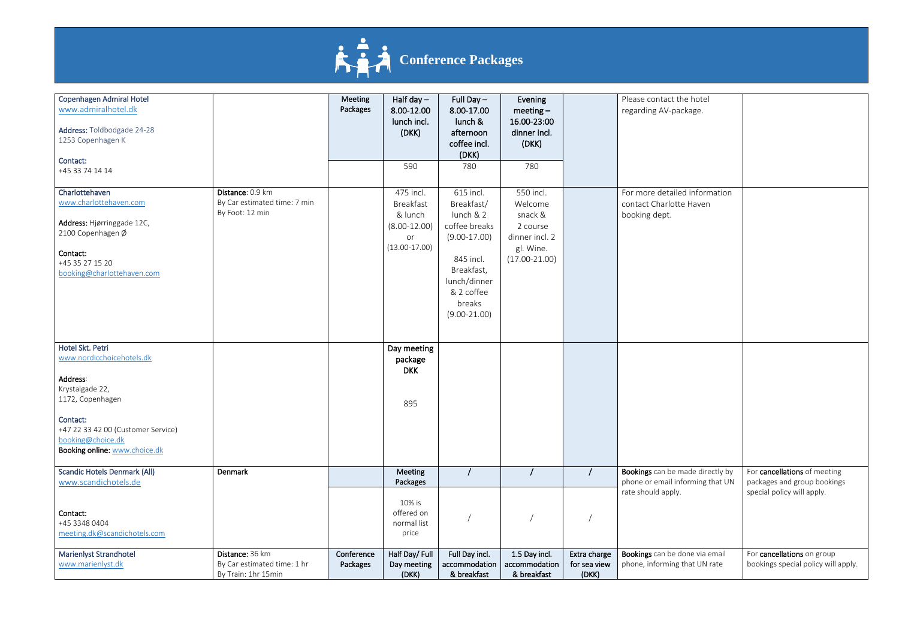# Conference Packages

| | | | | | | | | |
|---|---|---|---|---|---|---|---|---|
| **Copenhagen Admiral Hotel**<br>www.admiralhotel.dk<br><br>**Address:** Toldbodgade 24-28<br>1253 Copenhagen K<br><br>**Contact:**<br>+45 33 74 14 14 | | Meeting Packages | Half day – 8.00-12.00 lunch incl. (DKK)<br><br>590 | Full Day – 8.00-17.00 lunch & afternoon coffee incl. (DKK)<br><br>780 | Evening meeting – 16.00-23:00 dinner incl. (DKK)<br><br>780 | | Please contact the hotel regarding AV-package. | |
| **Charlottehaven**<br>www.charlottehaven.com<br><br>**Address:** Hjørringgade 12C, 2100 Copenhagen Ø<br><br>**Contact:**<br>+45 35 27 15 20<br>booking@charlottehaven.com | **Distance**: 0.9 km<br>By Car estimated time: 7 min<br>By Foot: 12 min | | 475 incl. Breakfast & lunch (8.00-12.00) or (13.00-17.00) | 615 incl. Breakfast/ lunch & 2 coffee breaks (9.00-17.00)<br><br>845 incl. Breakfast, lunch/dinner & 2 coffee breaks (9.00-21.00) | 550 incl. Welcome snack & 2 course dinner incl. 2 gl. Wine. (17.00-21.00) | | For more detailed information contact Charlotte Haven booking dept. | |
| **Hotel Skt. Petri**<br>www.nordicchoicehotels.dk<br><br>**Address**:<br>Krystalgade 22,<br>1172, Copenhagen<br><br>**Contact:**<br>+47 22 33 42 00 (Customer Service)<br>booking@choice.dk<br>**Booking online:** www.choice.dk | | | Day meeting package DKK<br><br>895 | | | | | |
| **Scandic Hotels Denmark (All)**<br>www.scandichotels.de<br><br>**Contact:**<br>+45 3348 0404<br>meeting.dk@scandichotels.com | **Denmark** | | Meeting Packages<br><br>10% is offered on normal list price | /<br><br>/ | /<br><br>/ | /<br><br>/ | **Bookings** can be made directly by phone or email informing that UN rate should apply. | For **cancellations** of meeting packages and group bookings special policy will apply. |
| **Marienlyst Strandhotel**<br>www.marienlyst.dk | **Distance:** 36 km<br>By Car estimated time: 1 hr<br>By Train: 1hr 15min | Conference Packages | Half Day/ Full Day meeting (DKK) | Full Day incl. accommodation & breakfast | 1.5 Day incl. accommodation & breakfast | Extra charge for sea view (DKK) | **Bookings** can be done via email phone, informing that UN rate | For **cancellations** on group bookings special policy will apply. |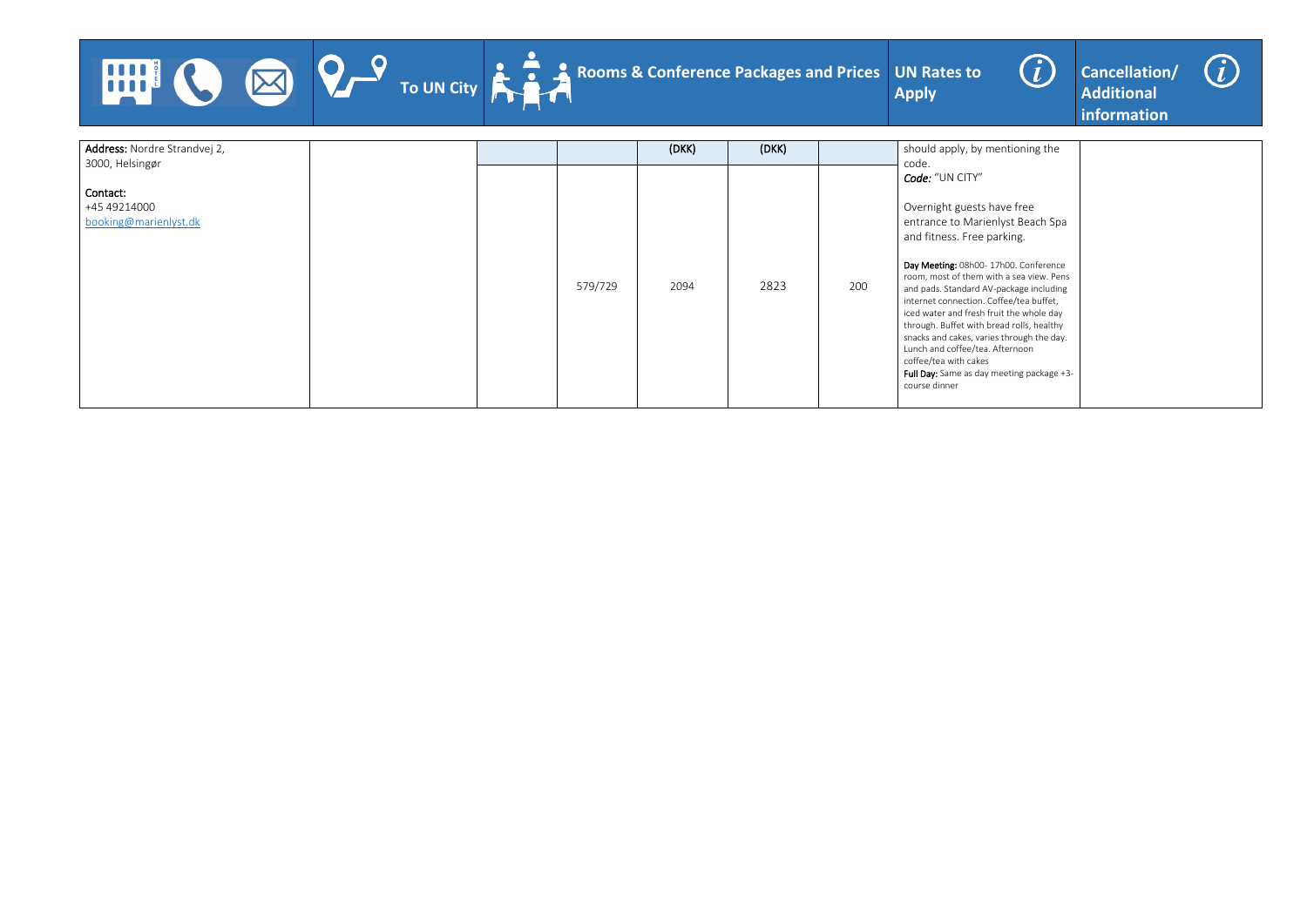| | To UN City | Rooms & Conference Packages and Prices | | | | | UN Rates to Apply | Cancellation/ Additional information |
|---|---|---|---|---|---|---|---|---|
| **Address:** Nordre Strandvej 2, 3000, Helsingør<br><br>**Contact:**<br>+45 49214000<br>booking@marienlyst.dk | | | | (DKK) | (DKK) | | should apply, by mentioning the code.<br>***Code:*** "UN CITY"<br><br>Overnight guests have free entrance to Marienlyst Beach Spa and fitness. Free parking.<br><br>**Day Meeting:** 08h00- 17h00. Conference room, most of them with a sea view. Pens and pads. Standard AV-package including internet connection. Coffee/tea buffet, iced water and fresh fruit the whole day through. Buffet with bread rolls, healthy snacks and cakes, varies through the day. Lunch and coffee/tea. Afternoon coffee/tea with cakes<br>**Full Day:** Same as day meeting package +3-course dinner | |
| | | | 579/729 | 2094 | 2823 | 200 | | |